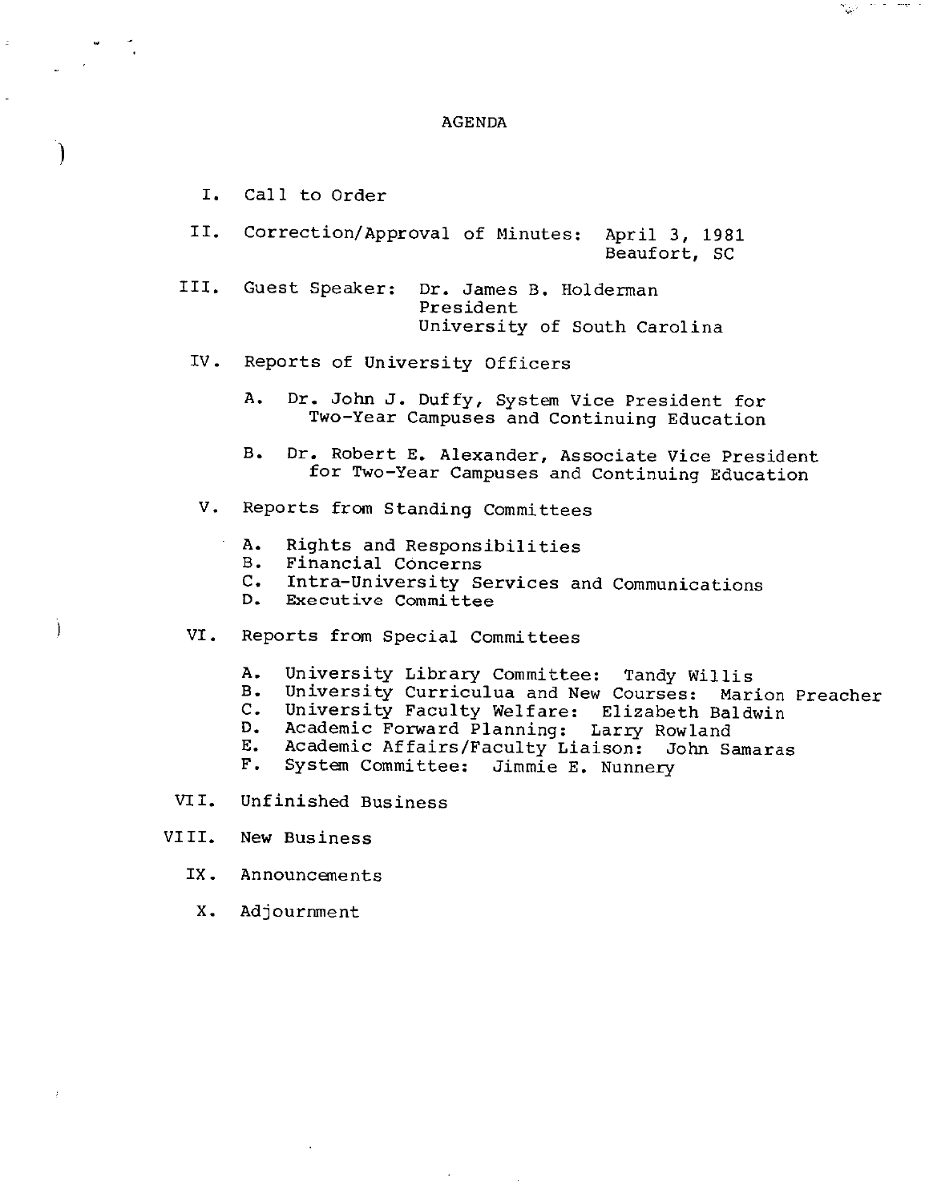# AGENDA

I. Call to Order

II. Correction/Approval of Minutes: April 3, 1981
Beaufort, SC

III. Guest Speaker: Dr. James B. Holderman
President
University of South Carolina

IV. Reports of University Officers

   A. Dr. John J. Duffy, System Vice President for Two-Year Campuses and Continuing Education

   B. Dr. Robert E. Alexander, Associate Vice President for Two-Year Campuses and Continuing Education

V. Reports from Standing Committees

   A. Rights and Responsibilities
   B. Financial Concerns
   C. Intra-University Services and Communications
   D. Executive Committee

VI. Reports from Special Committees

   A. University Library Committee: Tandy Willis
   B. University Curriculua and New Courses: Marion Preacher
   C. University Faculty Welfare: Elizabeth Baldwin
   D. Academic Forward Planning: Larry Rowland
   E. Academic Affairs/Faculty Liaison: John Samaras
   F. System Committee: Jimmie E. Nunnery

VII. Unfinished Business

VIII. New Business

IX. Announcements

X. Adjournment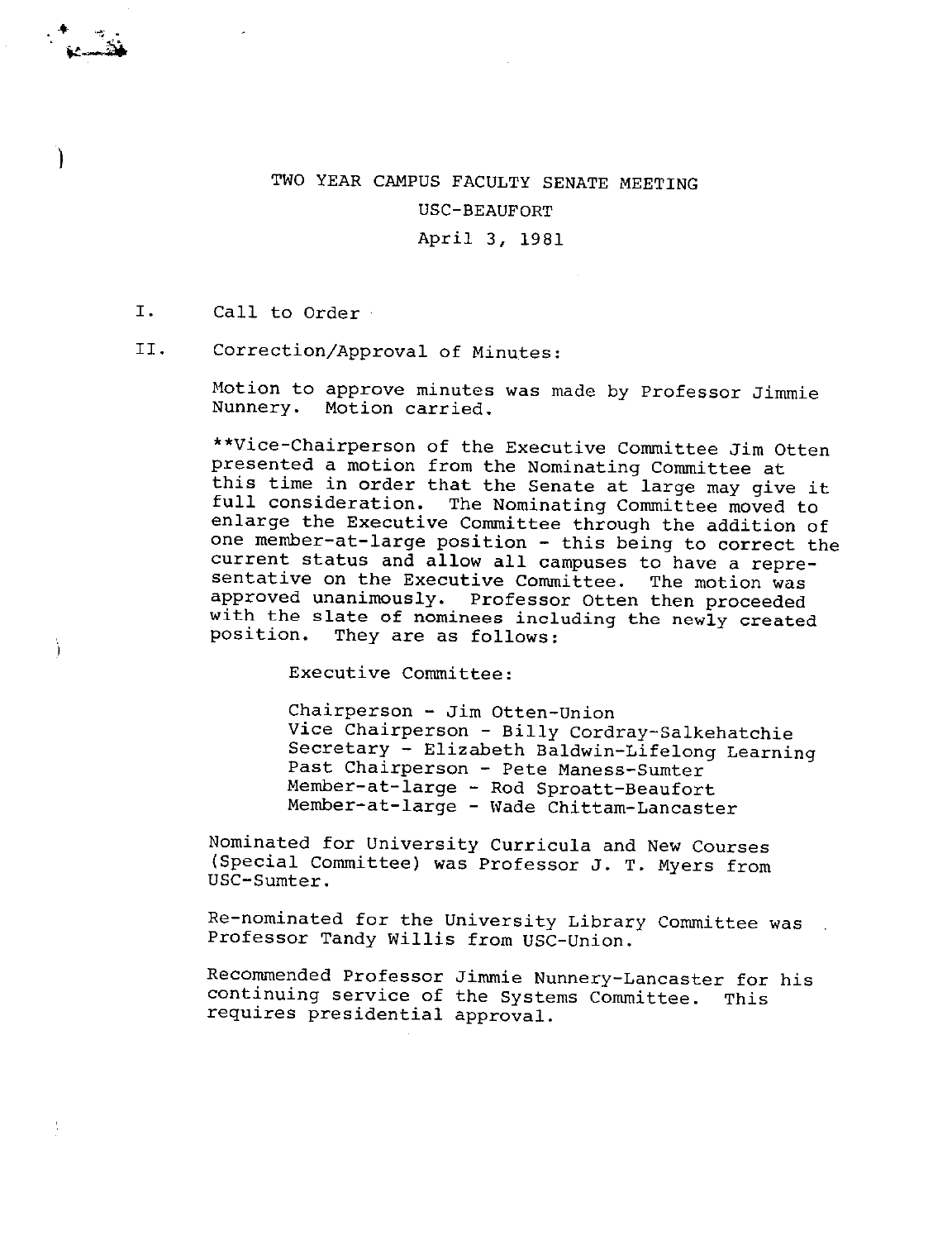# TWO YEAR CAMPUS FACULTY SENATE MEETING

USC-BEAUFORT

April 3, 1981

I. Call to Order

II. Correction/Approval of Minutes:

Motion to approve minutes was made by Professor Jimmie Nunnery. Motion carried.

**Vice-Chairperson of the Executive Committee Jim Otten presented a motion from the Nominating Committee at this time in order that the Senate at large may give it full consideration. The Nominating Committee moved to enlarge the Executive Committee through the addition of one member-at-large position - this being to correct the current status and allow all campuses to have a representative on the Executive Committee. The motion was approved unanimously. Professor Otten then proceeded with the slate of nominees including the newly created position. They are as follows:

Executive Committee:

Chairperson - Jim Otten-Union
Vice Chairperson - Billy Cordray-Salkehatchie
Secretary - Elizabeth Baldwin-Lifelong Learning
Past Chairperson - Pete Maness-Sumter
Member-at-large - Rod Sproatt-Beaufort
Member-at-large - Wade Chittam-Lancaster

Nominated for University Curricula and New Courses (Special Committee) was Professor J. T. Myers from USC-Sumter.

Re-nominated for the University Library Committee was Professor Tandy Willis from USC-Union.

Recommended Professor Jimmie Nunnery-Lancaster for his continuing service of the Systems Committee. This requires presidential approval.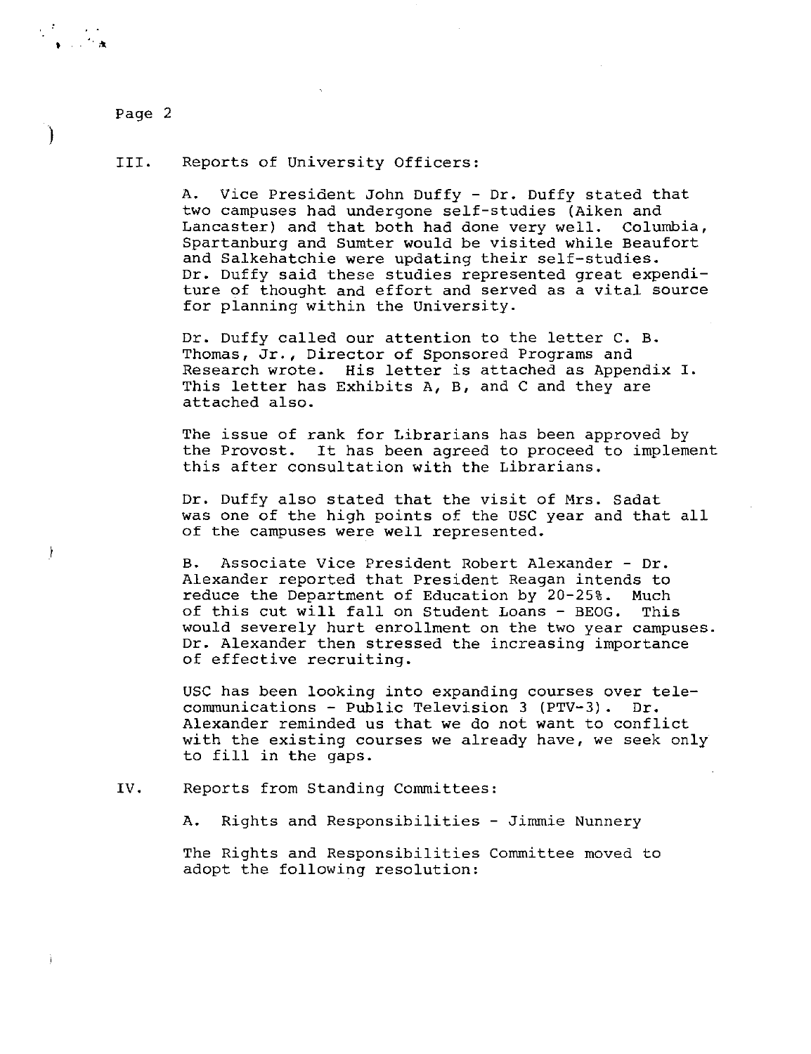III. Reports of University Officers:

A. Vice President John Duffy - Dr. Duffy stated that two campuses had undergone self-studies (Aiken and Lancaster) and that both had done very well. Columbia, Spartanburg and Sumter would be visited while Beaufort and Salkehatchie were updating their self-studies. Dr. Duffy said these studies represented great expenditure of thought and effort and served as a vital source for planning within the University.

Dr. Duffy called our attention to the letter C. B. Thomas, Jr., Director of Sponsored Programs and Research wrote. His letter is attached as Appendix I. This letter has Exhibits A, B, and C and they are attached also.

The issue of rank for Librarians has been approved by the Provost. It has been agreed to proceed to implement this after consultation with the Librarians.

Dr. Duffy also stated that the visit of Mrs. Sadat was one of the high points of the USC year and that all of the campuses were well represented.

B. Associate Vice President Robert Alexander - Dr. Alexander reported that President Reagan intends to reduce the Department of Education by 20-25%. Much of this cut will fall on Student Loans - BEOG. This would severely hurt enrollment on the two year campuses. Dr. Alexander then stressed the increasing importance of effective recruiting.

USC has been looking into expanding courses over telecommunications - Public Television 3 (PTV-3). Dr. Alexander reminded us that we do not want to conflict with the existing courses we already have, we seek only to fill in the gaps.

IV. Reports from Standing Committees:

A. Rights and Responsibilities - Jimmie Nunnery

The Rights and Responsibilities Committee moved to adopt the following resolution: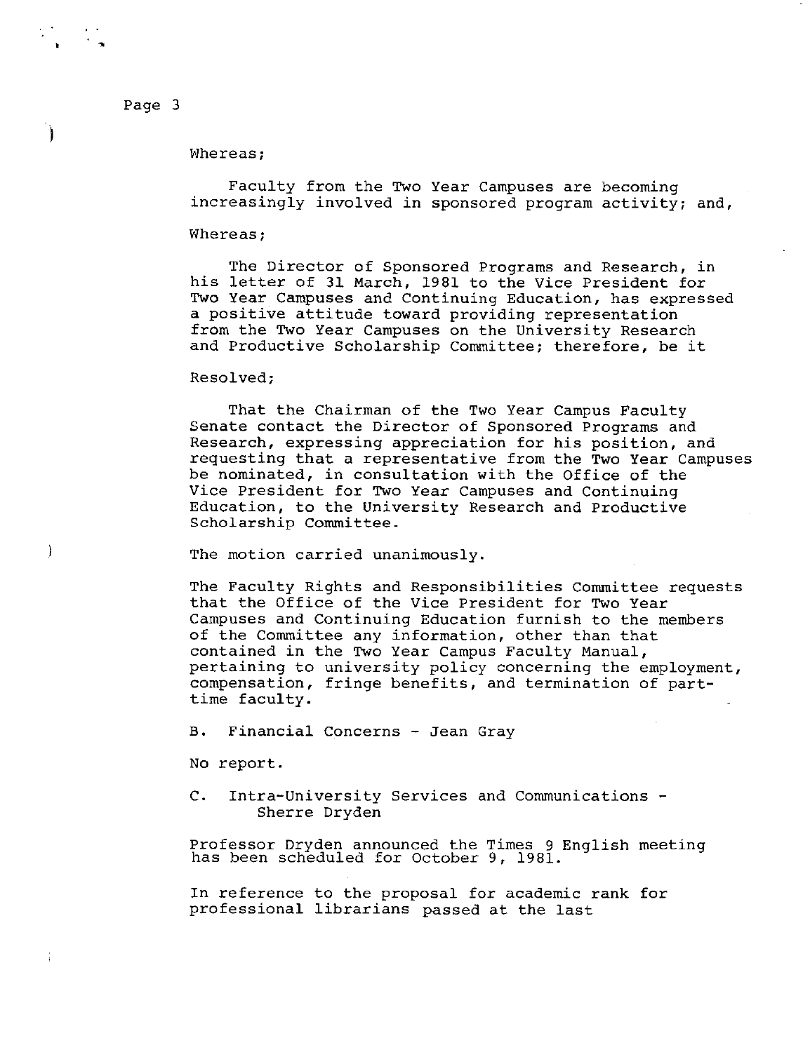Whereas;

Faculty from the Two Year Campuses are becoming increasingly involved in sponsored program activity; and,

Whereas;

The Director of Sponsored Programs and Research, in his letter of 31 March, 1981 to the Vice President for Two Year Campuses and Continuing Education, has expressed a positive attitude toward providing representation from the Two Year Campuses on the University Research and Productive Scholarship Committee; therefore, be it

Resolved;

That the Chairman of the Two Year Campus Faculty Senate contact the Director of Sponsored Programs and Research, expressing appreciation for his position, and requesting that a representative from the Two Year Campuses be nominated, in consultation with the Office of the Vice President for Two Year Campuses and Continuing Education, to the University Research and Productive Scholarship Committee.

The motion carried unanimously.

The Faculty Rights and Responsibilities Committee requests that the Office of the Vice President for Two Year Campuses and Continuing Education furnish to the members of the Committee any information, other than that contained in the Two Year Campus Faculty Manual, pertaining to university policy concerning the employment, compensation, fringe benefits, and termination of part-time faculty.

B. Financial Concerns - Jean Gray

No report.

C. Intra-University Services and Communications - Sherre Dryden

Professor Dryden announced the Times 9 English meeting has been scheduled for October 9, 1981.

In reference to the proposal for academic rank for professional librarians passed at the last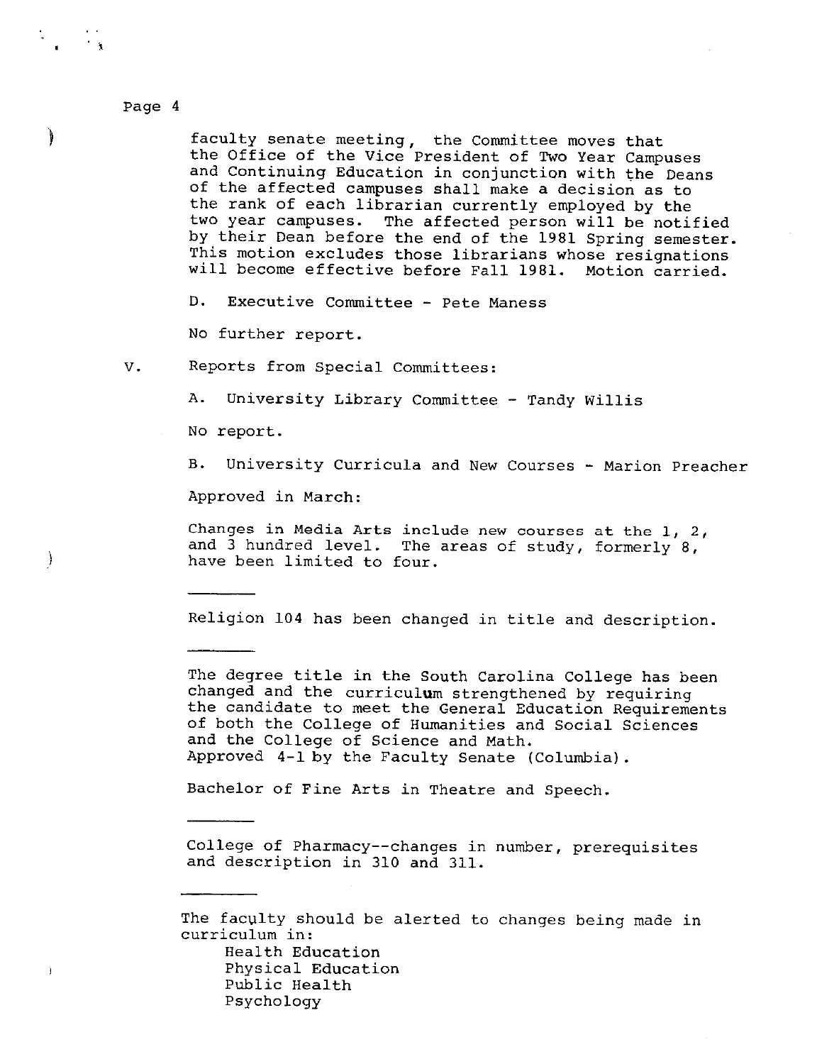faculty senate meeting, the Committee moves that the Office of the Vice President of Two Year Campuses and Continuing Education in conjunction with the Deans of the affected campuses shall make a decision as to the rank of each librarian currently employed by the two year campuses. The affected person will be notified by their Dean before the end of the 1981 Spring semester. This motion excludes those librarians whose resignations will become effective before Fall 1981. Motion carried.

D. Executive Committee - Pete Maness

No further report.

V. Reports from Special Committees:

A. University Library Committee - Tandy Willis

No report.

B. University Curricula and New Courses - Marion Preacher

Approved in March:

Changes in Media Arts include new courses at the 1, 2, and 3 hundred level. The areas of study, formerly 8, have been limited to four.

---

Religion 104 has been changed in title and description.

---

The degree title in the South Carolina College has been changed and the curriculum strengthened by requiring the candidate to meet the General Education Requirements of both the College of Humanities and Social Sciences and the College of Science and Math.
Approved 4-1 by the Faculty Senate (Columbia).

Bachelor of Fine Arts in Theatre and Speech.

---

College of Pharmacy--changes in number, prerequisites and description in 310 and 311.

---

The faculty should be alerted to changes being made in curriculum in:

- Health Education
- Physical Education
- Public Health
- Psychology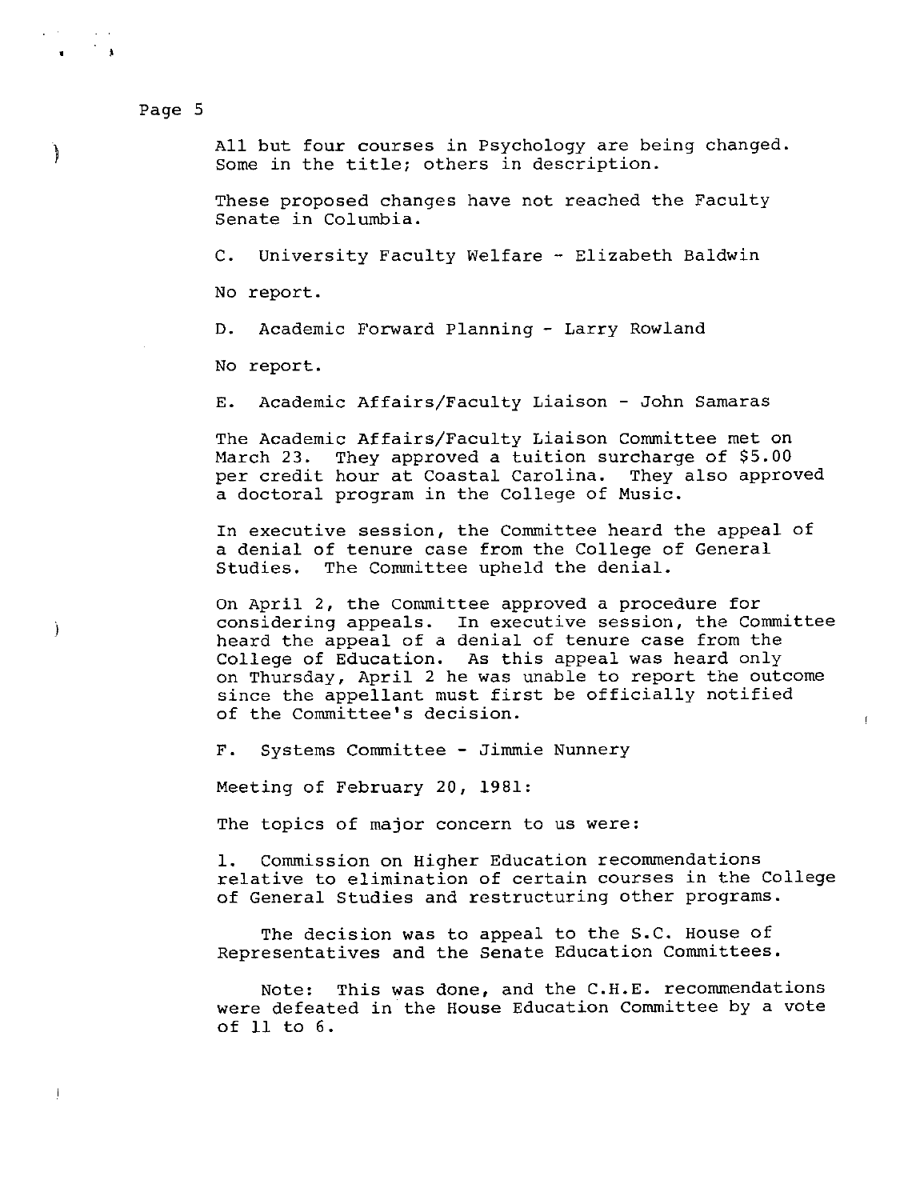All but four courses in Psychology are being changed. Some in the title; others in description.

These proposed changes have not reached the Faculty Senate in Columbia.

C. University Faculty Welfare - Elizabeth Baldwin

No report.

D. Academic Forward Planning - Larry Rowland

No report.

E. Academic Affairs/Faculty Liaison - John Samaras

The Academic Affairs/Faculty Liaison Committee met on March 23. They approved a tuition surcharge of $5.00 per credit hour at Coastal Carolina. They also approved a doctoral program in the College of Music.

In executive session, the Committee heard the appeal of a denial of tenure case from the College of General Studies. The Committee upheld the denial.

On April 2, the Committee approved a procedure for considering appeals. In executive session, the Committee heard the appeal of a denial of tenure case from the College of Education. As this appeal was heard only on Thursday, April 2 he was unable to report the outcome since the appellant must first be officially notified of the Committee's decision.

F. Systems Committee - Jimmie Nunnery

Meeting of February 20, 1981:

The topics of major concern to us were:

1. Commission on Higher Education recommendations relative to elimination of certain courses in the College of General Studies and restructuring other programs.

The decision was to appeal to the S.C. House of Representatives and the Senate Education Committees.

Note: This was done, and the C.H.E. recommendations were defeated in the House Education Committee by a vote of 11 to 6.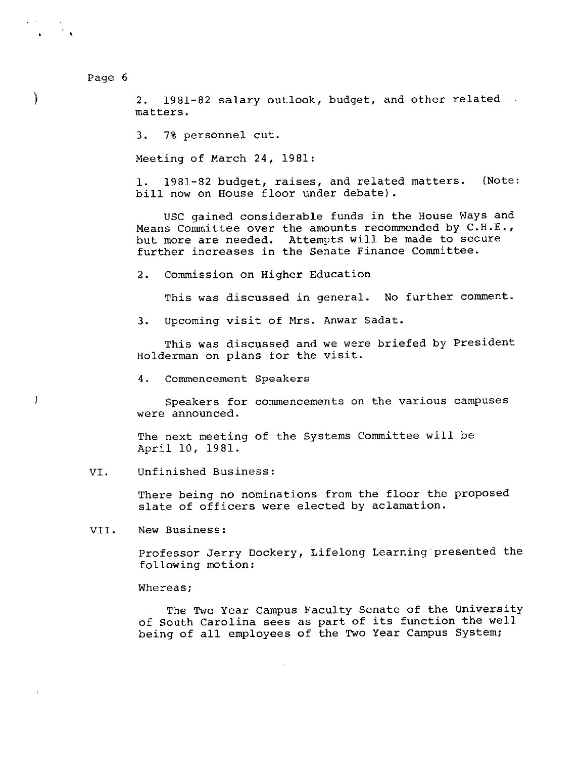2. 1981-82 salary outlook, budget, and other related matters.

3. 7% personnel cut.

Meeting of March 24, 1981:

1. 1981-82 budget, raises, and related matters. (Note: bill now on House floor under debate).

USC gained considerable funds in the House Ways and Means Committee over the amounts recommended by C.H.E., but more are needed. Attempts will be made to secure further increases in the Senate Finance Committee.

2. Commission on Higher Education

This was discussed in general. No further comment.

3. Upcoming visit of Mrs. Anwar Sadat.

This was discussed and we were briefed by President Holderman on plans for the visit.

4. Commencement Speakers

Speakers for commencements on the various campuses were announced.

The next meeting of the Systems Committee will be April 10, 1981.

VI. Unfinished Business:

There being no nominations from the floor the proposed slate of officers were elected by aclamation.

VII. New Business:

Professor Jerry Dockery, Lifelong Learning presented the following motion:

Whereas;

The Two Year Campus Faculty Senate of the University of South Carolina sees as part of its function the well being of all employees of the Two Year Campus System;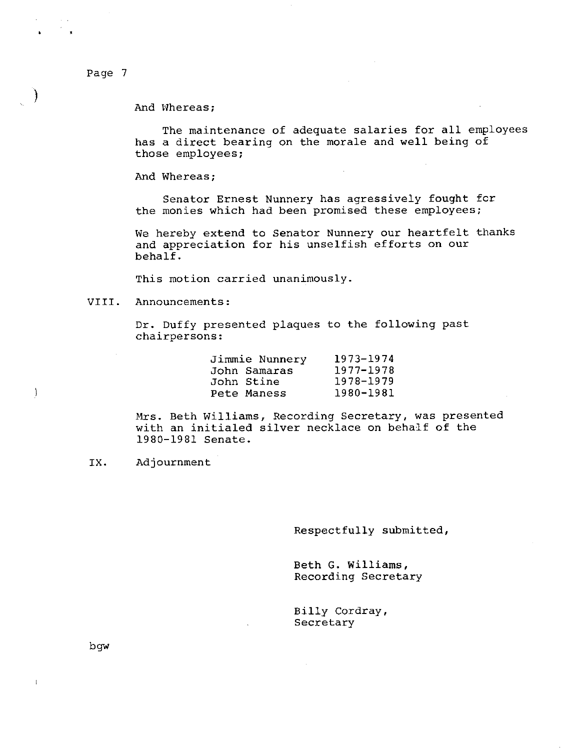And Whereas;

The maintenance of adequate salaries for all employees has a direct bearing on the morale and well being of those employees;

And Whereas;

Senator Ernest Nunnery has agressively fought fcr the monies which had been promised these employees;

We hereby extend to Senator Nunnery our heartfelt thanks and appreciation for his unselfish efforts on our behalf.

This motion carried unanimously.

VIII. Announcements:

Dr. Duffy presented plaques to the following past chairpersons:

| | |
|---|---|
| Jimmie Nunnery | 1973-1974 |
| John Samaras | 1977-1978 |
| John Stine | 1978-1979 |
| Pete Maness | 1980-1981 |

Mrs. Beth Williams, Recording Secretary, was presented with an initialed silver necklace on behalf of the 1980-1981 Senate.

IX. Adjournment

Respectfully submitted,

Beth G. Williams,
Recording Secretary

Billy Cordray,
Secretary

bgw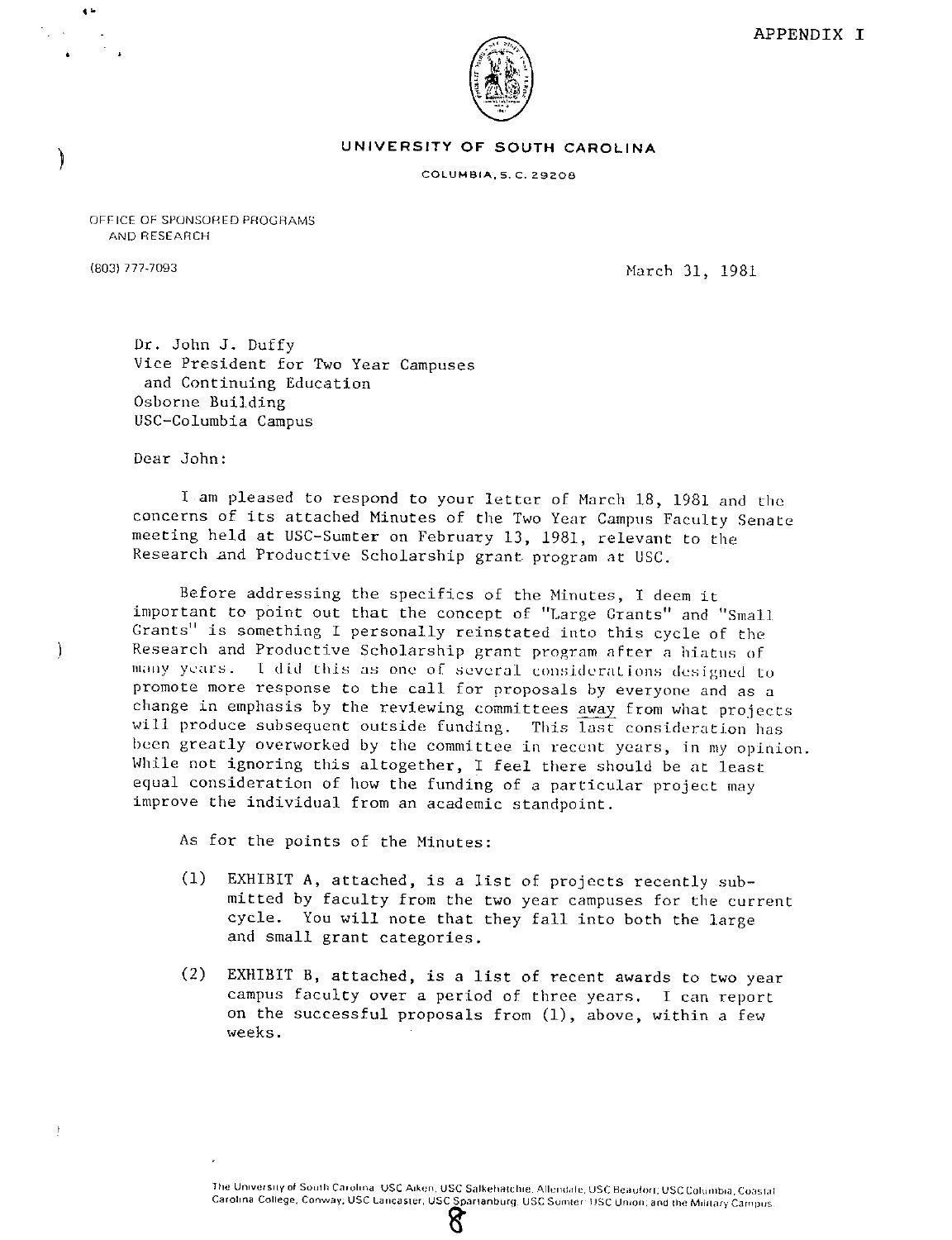APPENDIX I

**UNIVERSITY OF SOUTH CAROLINA**

COLUMBIA, S. C. 29208

OFFICE OF SPONSORED PROGRAMS
AND RESEARCH

(803) 777-7093

March 31, 1981

Dr. John J. Duffy
Vice President for Two Year Campuses
and Continuing Education
Osborne Building
USC-Columbia Campus

Dear John:

I am pleased to respond to your letter of March 18, 1981 and the concerns of its attached Minutes of the Two Year Campus Faculty Senate meeting held at USC-Sumter on February 13, 1981, relevant to the Research and Productive Scholarship grant program at USC.

Before addressing the specifics of the Minutes, I deem it important to point out that the concept of "Large Grants" and "Small Grants" is something I personally reinstated into this cycle of the Research and Productive Scholarship grant program after a hiatus of many years. I did this as one of several considerations designed to promote more response to the call for proposals by everyone and as a change in emphasis by the reviewing committees away from what projects will produce subsequent outside funding. This last consideration has been greatly overworked by the committee in recent years, in my opinion. While not ignoring this altogether, I feel there should be at least equal consideration of how the funding of a particular project may improve the individual from an academic standpoint.

As for the points of the Minutes:

(1) EXHIBIT A, attached, is a list of projects recently submitted by faculty from the two year campuses for the current cycle. You will note that they fall into both the large and small grant categories.

(2) EXHIBIT B, attached, is a list of recent awards to two year campus faculty over a period of three years. I can report on the successful proposals from (1), above, within a few weeks.

The University of South Carolina: USC Aiken; USC Salkehatchie, Allendale; USC Beaufort; USC Columbia; Coastal Carolina College, Conway; USC Lancaster; USC Spartanburg; USC Sumter; USC Union; and the Military Campus.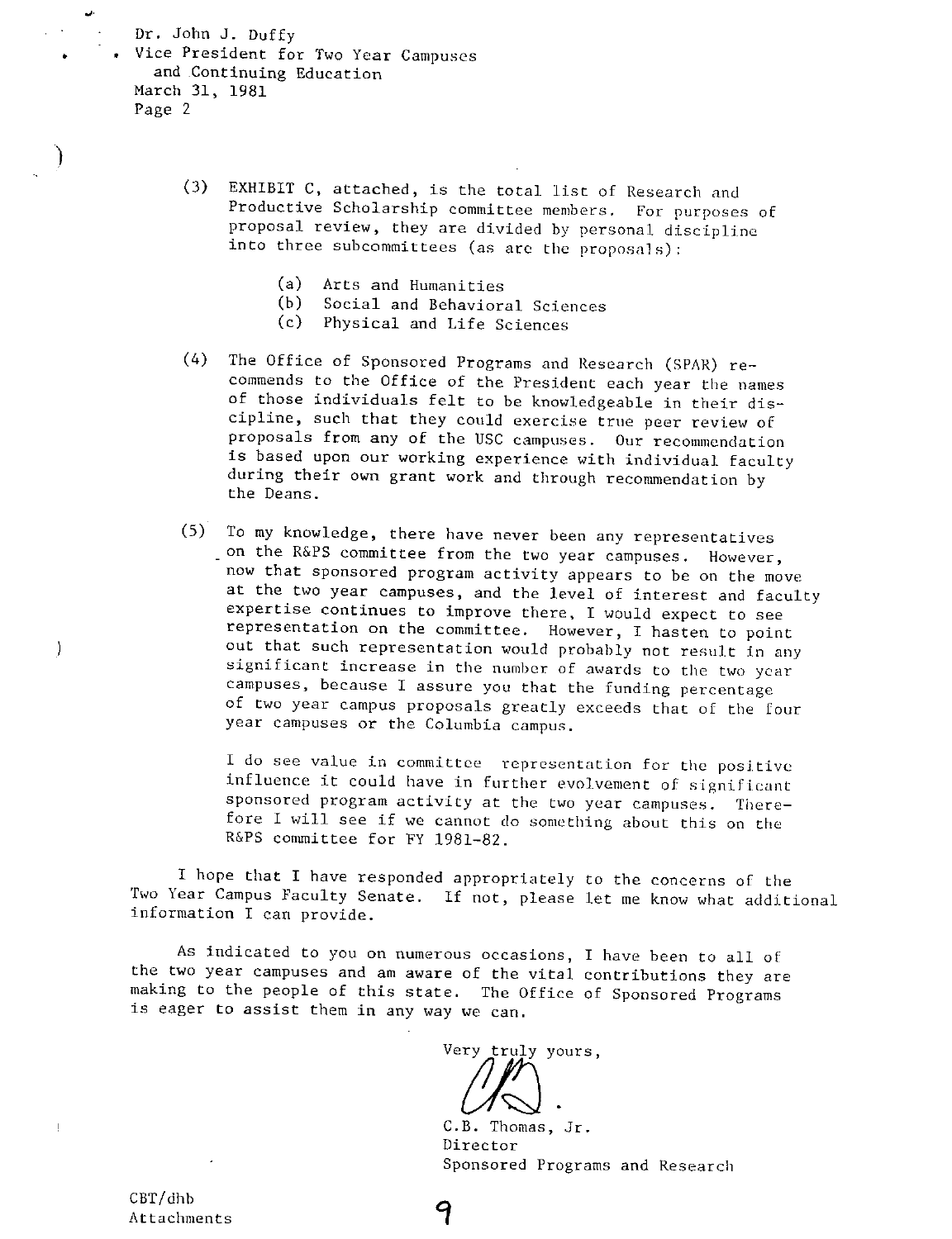Dr. John J. Duffy
Vice President for Two Year Campuses
and Continuing Education
March 31, 1981
Page 2

(3) EXHIBIT C, attached, is the total list of Research and Productive Scholarship committee members. For purposes of proposal review, they are divided by personal discipline into three subcommittees (as are the proposals):

  (a) Arts and Humanities
  (b) Social and Behavioral Sciences
  (c) Physical and Life Sciences

(4) The Office of Sponsored Programs and Research (SPAR) recommends to the Office of the President each year the names of those individuals felt to be knowledgeable in their discipline, such that they could exercise true peer review of proposals from any of the USC campuses. Our recommendation is based upon our working experience with individual faculty during their own grant work and through recommendation by the Deans.

(5) To my knowledge, there have never been any representatives on the R&PS committee from the two year campuses. However, now that sponsored program activity appears to be on the move at the two year campuses, and the level of interest and faculty expertise continues to improve there, I would expect to see representation on the committee. However, I hasten to point out that such representation would probably not result in any significant increase in the number of awards to the two year campuses, because I assure you that the funding percentage of two year campus proposals greatly exceeds that of the four year campuses or the Columbia campus.

I do see value in committee representation for the positive influence it could have in further evolvement of significant sponsored program activity at the two year campuses. Therefore I will see if we cannot do something about this on the R&PS committee for FY 1981-82.

I hope that I have responded appropriately to the concerns of the Two Year Campus Faculty Senate. If not, please let me know what additional information I can provide.

As indicated to you on numerous occasions, I have been to all of the two year campuses and am aware of the vital contributions they are making to the people of this state. The Office of Sponsored Programs is eager to assist them in any way we can.

Very truly yours,

C.B. Thomas, Jr.
Director
Sponsored Programs and Research

CBT/dhb
Attachments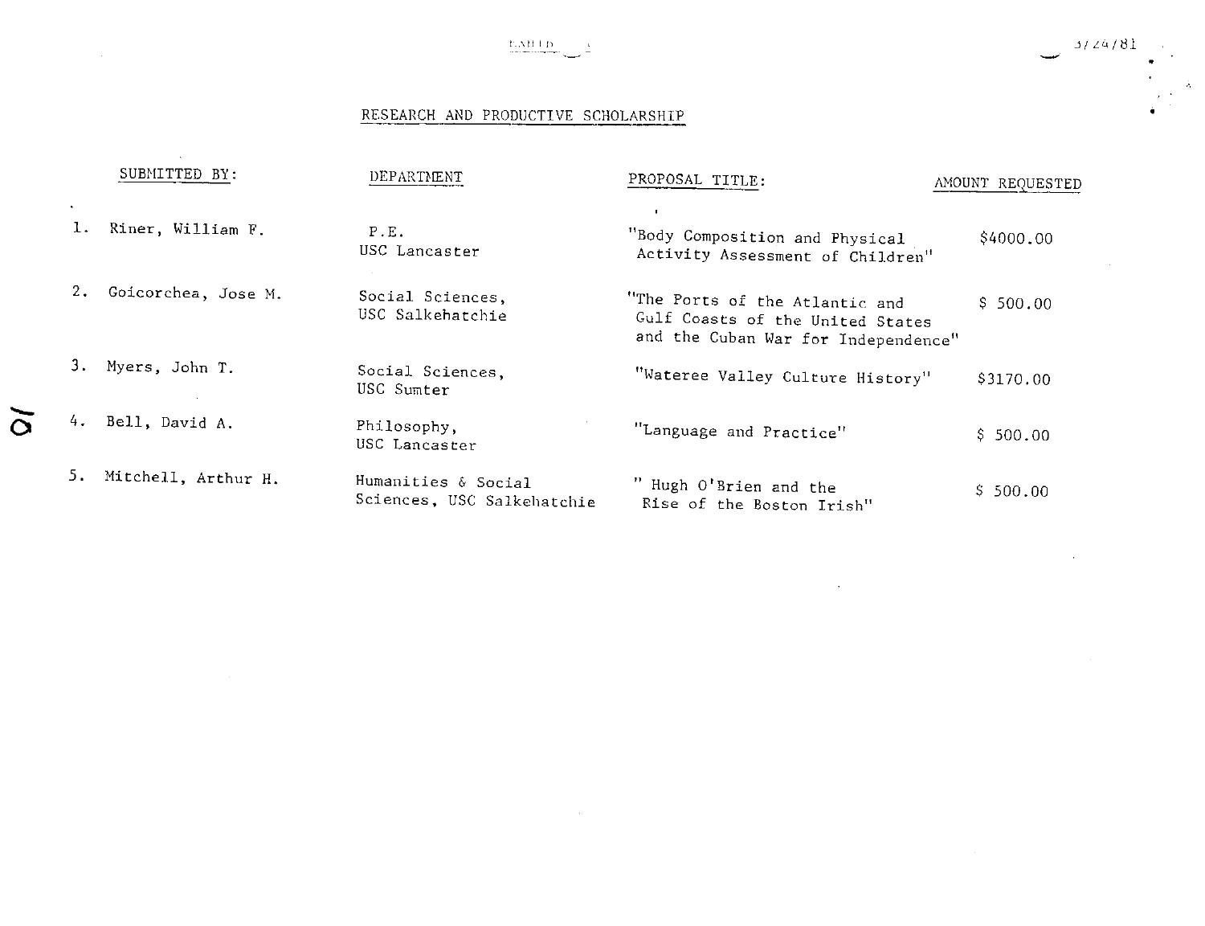## RESEARCH AND PRODUCTIVE SCHOLARSHIP

| | SUBMITTED BY: | DEPARTMENT | PROPOSAL TITLE: | AMOUNT REQUESTED |
|---|---|---|---|---|
| 1. | Riner, William F. | P.E. USC Lancaster | "Body Composition and Physical Activity Assessment of Children" | $4000.00 |
| 2. | Goicorchea, Jose M. | Social Sciences, USC Salkehatchie | "The Ports of the Atlantic and Gulf Coasts of the United States and the Cuban War for Independence" | $ 500.00 |
| 3. | Myers, John T. | Social Sciences, USC Sumter | "Wateree Valley Culture History" | $3170.00 |
| 4. | Bell, David A. | Philosophy, USC Lancaster | "Language and Practice" | $ 500.00 |
| 5. | Mitchell, Arthur H. | Humanities & Social Sciences, USC Salkehatchie | " Hugh O'Brien and the Rise of the Boston Irish" | $ 500.00 |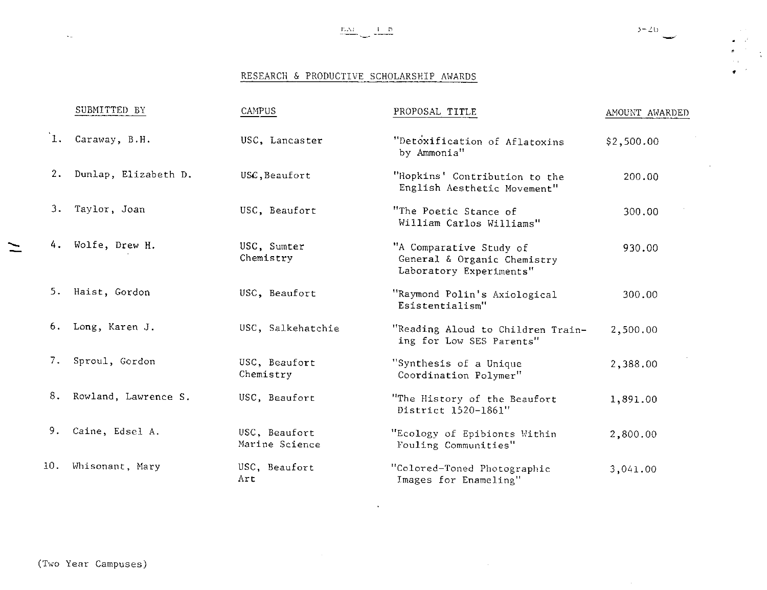## RESEARCH & PRODUCTIVE SCHOLARSHIP AWARDS

| | SUBMITTED BY | CAMPUS | PROPOSAL TITLE | AMOUNT AWARDED |
|---|---|---|---|---|
| 1. | Caraway, B.H. | USC, Lancaster | "Detoxification of Aflatoxins by Ammonia" | $2,500.00 |
| 2. | Dunlap, Elizabeth D. | USC, Beaufort | "Hopkins' Contribution to the English Aesthetic Movement" | 200.00 |
| 3. | Taylor, Joan | USC, Beaufort | "The Poetic Stance of William Carlos Williams" | 300.00 |
| 4. | Wolfe, Drew H. | USC, Sumter Chemistry | "A Comparative Study of General & Organic Chemistry Laboratory Experiments" | 930.00 |
| 5. | Haist, Gordon | USC, Beaufort | "Raymond Polin's Axiological Esistentialism" | 300.00 |
| 6. | Long, Karen J. | USC, Salkehatchie | "Reading Aloud to Children Training for Low SES Parents" | 2,500.00 |
| 7. | Sproul, Gordon | USC, Beaufort Chemistry | "Synthesis of a Unique Coordination Polymer" | 2,388.00 |
| 8. | Rowland, Lawrence S. | USC, Beaufort | "The History of the Beaufort District 1520-1861" | 1,891.00 |
| 9. | Caine, Edsel A. | USC, Beaufort Marine Science | "Ecology of Epibionts Within Fouling Communities" | 2,800.00 |
| 10. | Whisonant, Mary | USC, Beaufort Art | "Colored-Toned Photographic Images for Enameling" | 3,041.00 |

(Two Year Campuses)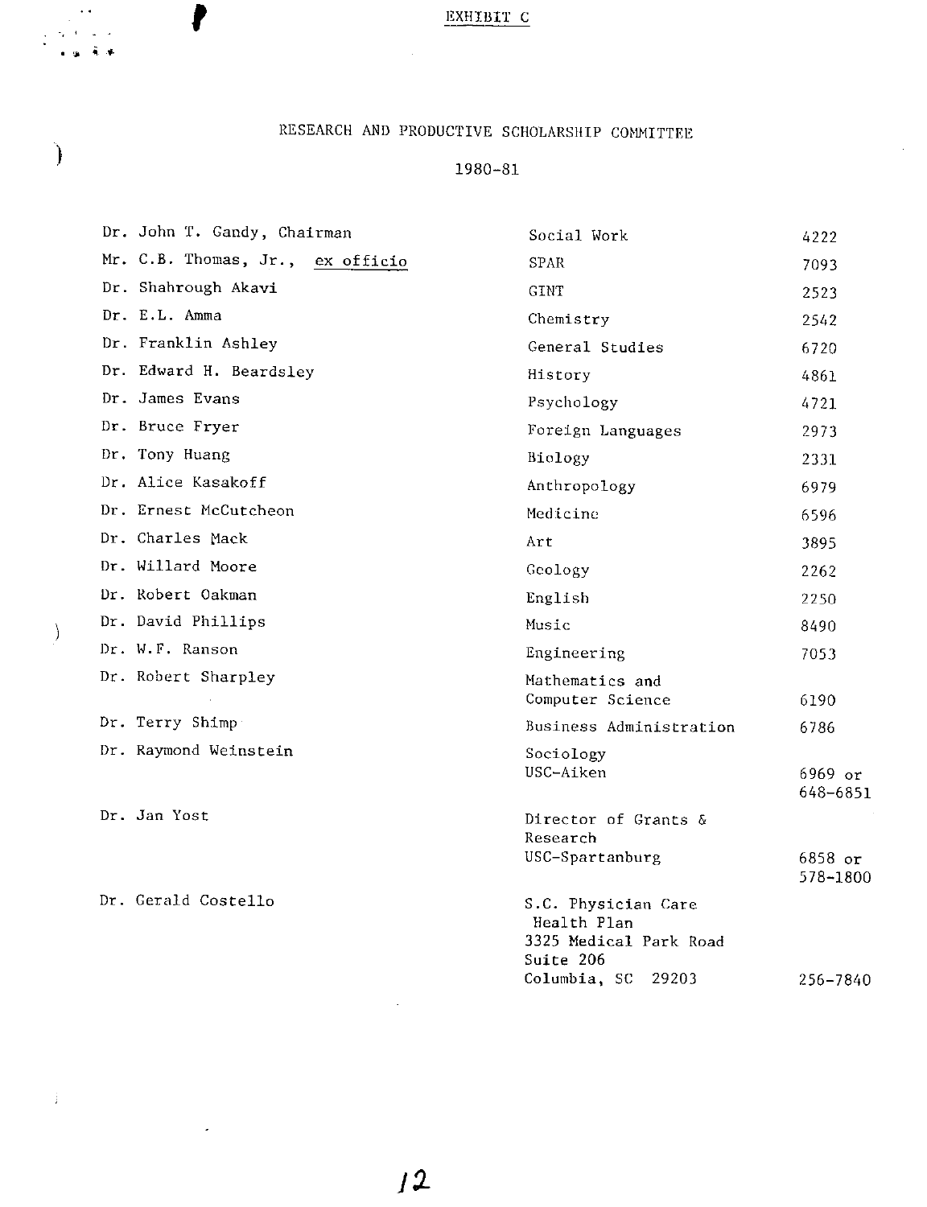EXHIBIT C

# RESEARCH AND PRODUCTIVE SCHOLARSHIP COMMITTEE

## 1980-81

| | | |
|---|---|---|
| Dr. John T. Gandy, Chairman | Social Work | 4222 |
| Mr. C.B. Thomas, Jr., ex officio | SPAR | 7093 |
| Dr. Shahrough Akavi | GINT | 2523 |
| Dr. E.L. Amma | Chemistry | 2542 |
| Dr. Franklin Ashley | General Studies | 6720 |
| Dr. Edward H. Beardsley | History | 4861 |
| Dr. James Evans | Psychology | 4721 |
| Dr. Bruce Fryer | Foreign Languages | 2973 |
| Dr. Tony Huang | Biology | 2331 |
| Dr. Alice Kasakoff | Anthropology | 6979 |
| Dr. Ernest McCutcheon | Medicine | 6596 |
| Dr. Charles Mack | Art | 3895 |
| Dr. Willard Moore | Geology | 2262 |
| Dr. Robert Oakman | English | 2250 |
| Dr. David Phillips | Music | 8490 |
| Dr. W.F. Ranson | Engineering | 7053 |
| Dr. Robert Sharpley | Mathematics and Computer Science | 6190 |
| Dr. Terry Shimp | Business Administration | 6786 |
| Dr. Raymond Weinstein | Sociology USC-Aiken | 6969 or 648-6851 |
| Dr. Jan Yost | Director of Grants & Research USC-Spartanburg | 6858 or 578-1800 |
| Dr. Gerald Costello | S.C. Physician Care Health Plan 3325 Medical Park Road Suite 206 Columbia, SC 29203 | 256-7840 |